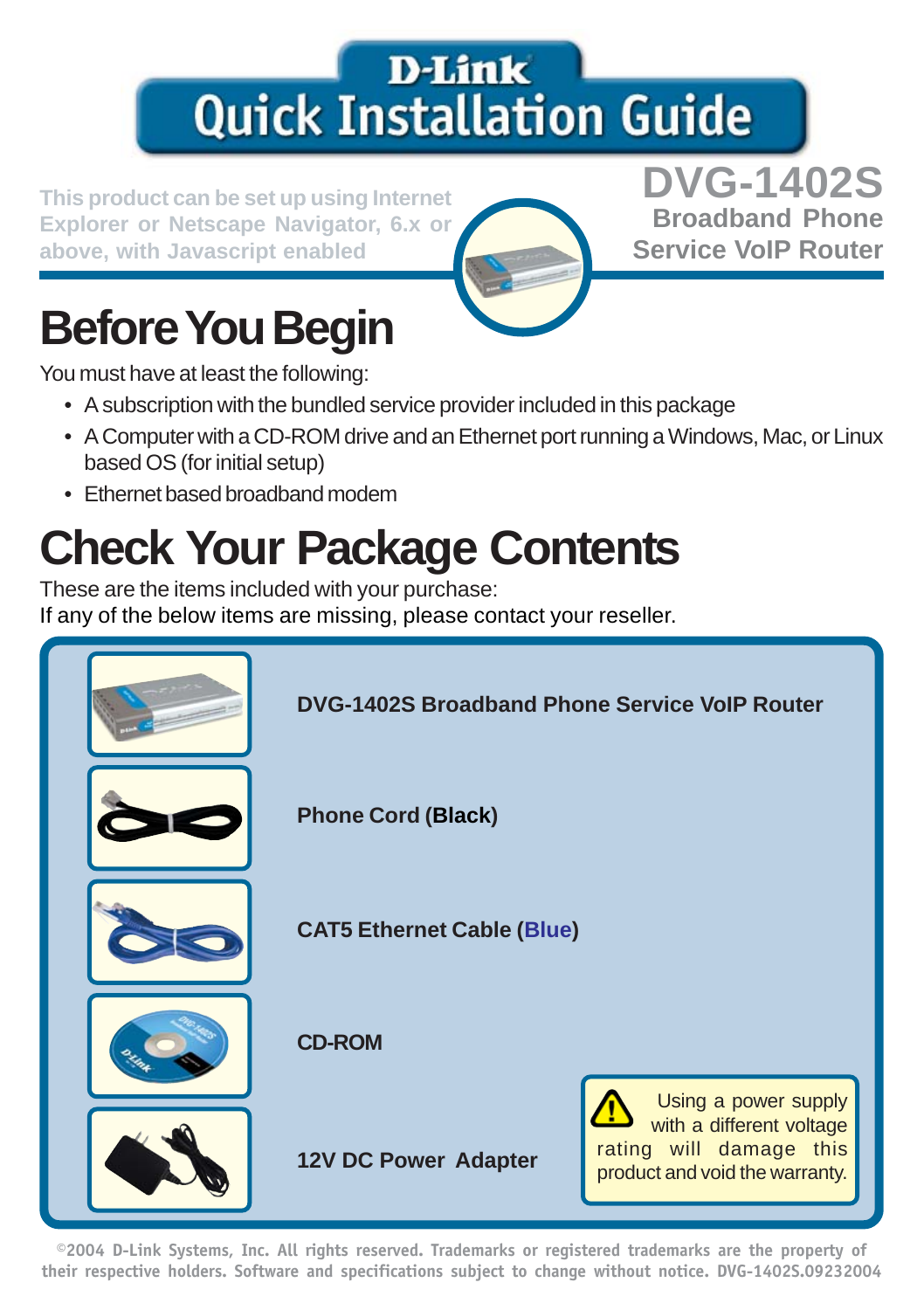# D-Link Quick Installation Guide

This product can be set up using Internet Explorer or Netscape Navigator, 6.x or above, with Javascript enabled

**DVG-1402S**
**Broadband Phone Service VoIP Router**

## Before You Begin

You must have at least the following:

- A subscription with the bundled service provider included in this package
- A Computer with a CD-ROM drive and an Ethernet port running a Windows, Mac, or Linux based OS (for initial setup)
- Ethernet based broadband modem

## Check Your Package Contents

These are the items included with your purchase:
If any of the below items are missing, please contact your reseller.

- **DVG-1402S Broadband Phone Service VoIP Router**
- **Phone Cord (Black)**
- **CAT5 Ethernet Cable (Blue)**
- **CD-ROM**
- **12V DC Power Adapter**

Using a power supply with a different voltage rating will damage this product and void the warranty.

©2004 D-Link Systems, Inc. All rights reserved. Trademarks or registered trademarks are the property of their respective holders. Software and specifications subject to change without notice. DVG-1402S.09232004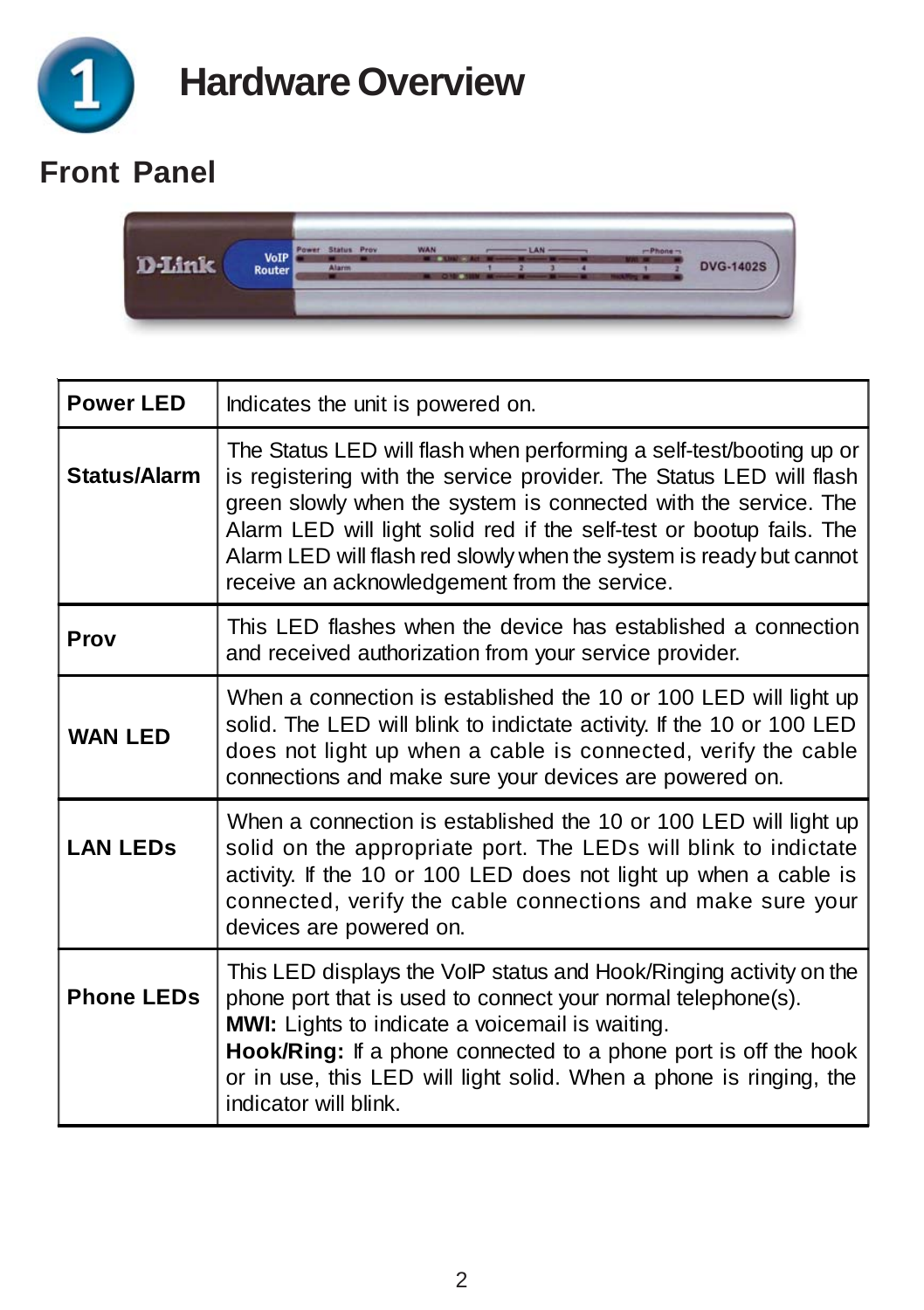# 1 Hardware Overview

## Front Panel

| Power LED | Indicates the unit is powered on. |
|---|---|
| Status/Alarm | The Status LED will flash when performing a self-test/booting up or is registering with the service provider. The Status LED will flash green slowly when the system is connected with the service. The Alarm LED will light solid red if the self-test or bootup fails. The Alarm LED will flash red slowly when the system is ready but cannot receive an acknowledgement from the service. |
| Prov | This LED flashes when the device has established a connection and received authorization from your service provider. |
| WAN LED | When a connection is established the 10 or 100 LED will light up solid. The LED will blink to indictate activity. If the 10 or 100 LED does not light up when a cable is connected, verify the cable connections and make sure your devices are powered on. |
| LAN LEDs | When a connection is established the 10 or 100 LED will light up solid on the appropriate port. The LEDs will blink to indictate activity. If the 10 or 100 LED does not light up when a cable is connected, verify the cable connections and make sure your devices are powered on. |
| Phone LEDs | This LED displays the VoIP status and Hook/Ringing activity on the phone port that is used to connect your normal telephone(s).<br>**MWI:** Lights to indicate a voicemail is waiting.<br>**Hook/Ring:** If a phone connected to a phone port is off the hook or in use, this LED will light solid. When a phone is ringing, the indicator will blink. |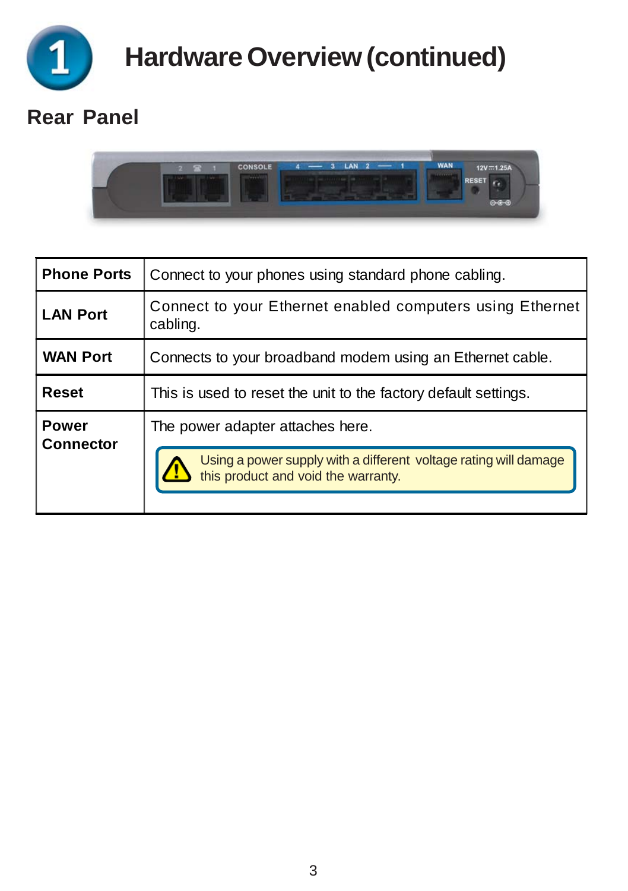# Hardware Overview (continued)

## Rear Panel

| Phone Ports | Connect to your phones using standard phone cabling. |
|---|---|
| LAN Port | Connect to your Ethernet enabled computers using Ethernet cabling. |
| WAN Port | Connects to your broadband modem using an Ethernet cable. |
| Reset | This is used to reset the unit to the factory default settings. |
| Power Connector | The power adapter attaches here. ⚠ Using a power supply with a different voltage rating will damage this product and void the warranty. |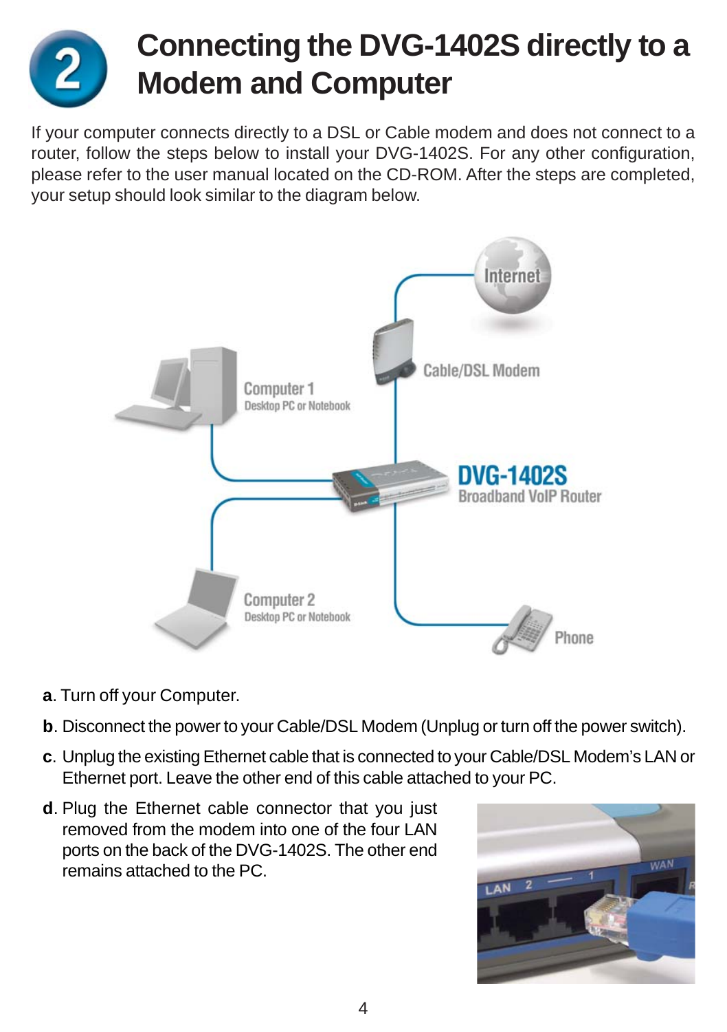# 2 Connecting the DVG-1402S directly to a Modem and Computer

If your computer connects directly to a DSL or Cable modem and does not connect to a router, follow the steps below to install your DVG-1402S. For any other configuration, please refer to the user manual located on the CD-ROM. After the steps are completed, your setup should look similar to the diagram below.

**a**. Turn off your Computer.

**b**. Disconnect the power to your Cable/DSL Modem (Unplug or turn off the power switch).

**c**. Unplug the existing Ethernet cable that is connected to your Cable/DSL Modem's LAN or Ethernet port. Leave the other end of this cable attached to your PC.

**d**. Plug the Ethernet cable connector that you just removed from the modem into one of the four LAN ports on the back of the DVG-1402S. The other end remains attached to the PC.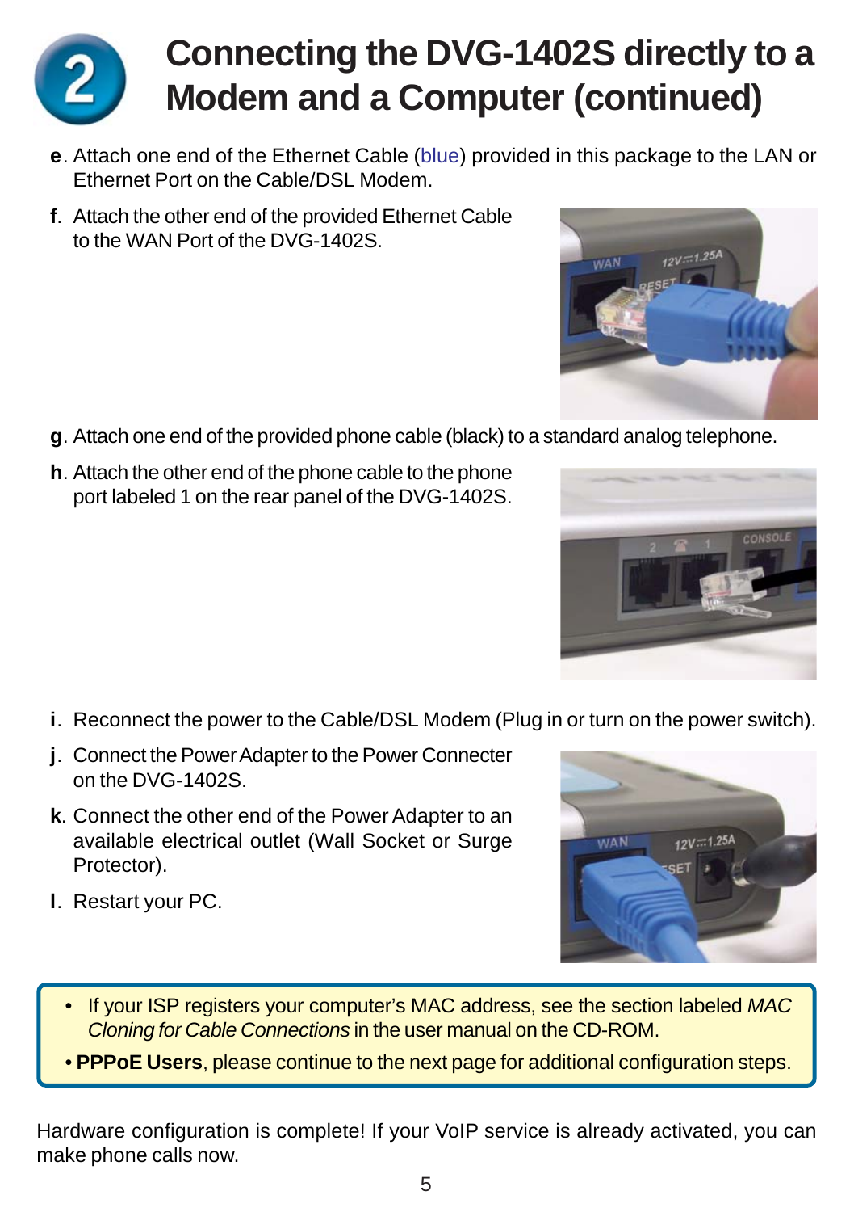# 2 Connecting the DVG-1402S directly to a Modem and a Computer (continued)

**e**. Attach one end of the Ethernet Cable (blue) provided in this package to the LAN or Ethernet Port on the Cable/DSL Modem.

**f**. Attach the other end of the provided Ethernet Cable to the WAN Port of the DVG-1402S.

**g**. Attach one end of the provided phone cable (black) to a standard analog telephone.

**h**. Attach the other end of the phone cable to the phone port labeled 1 on the rear panel of the DVG-1402S.

**i**. Reconnect the power to the Cable/DSL Modem (Plug in or turn on the power switch).

**j**. Connect the Power Adapter to the Power Connecter on the DVG-1402S.

**k**. Connect the other end of the Power Adapter to an available electrical outlet (Wall Socket or Surge Protector).

**l**. Restart your PC.

- If your ISP registers your computer's MAC address, see the section labeled *MAC Cloning for Cable Connections* in the user manual on the CD-ROM.
- **PPPoE Users**, please continue to the next page for additional configuration steps.

Hardware configuration is complete! If your VoIP service is already activated, you can make phone calls now.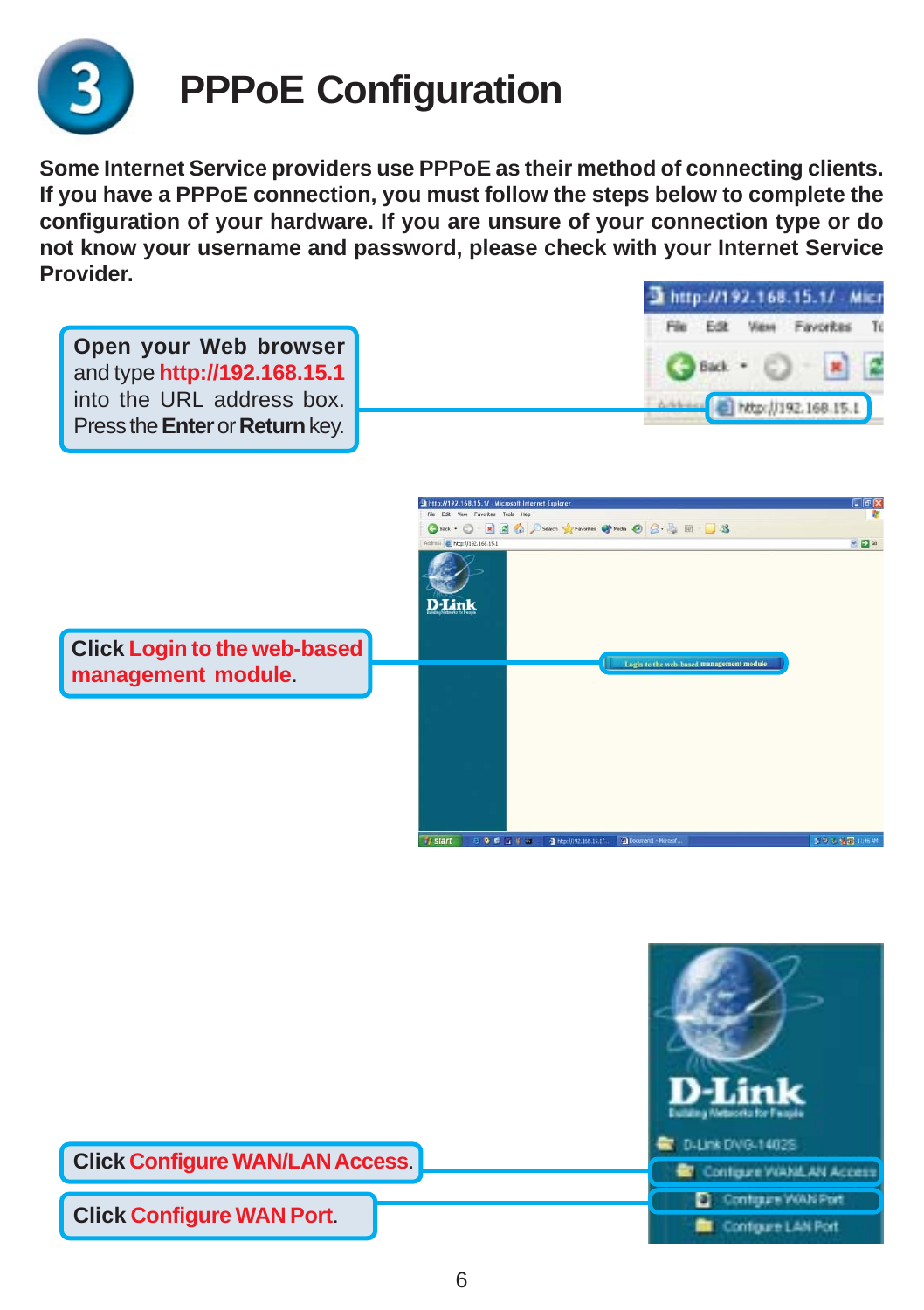# 3 PPPoE Configuration

**Some Internet Service providers use PPPoE as their method of connecting clients. If you have a PPPoE connection, you must follow the steps below to complete the configuration of your hardware. If you are unsure of your connection type or do not know your username and password, please check with your Internet Service Provider.**

**Open your Web browser** and type **http://192.168.15.1** into the URL address box. Press the **Enter** or **Return** key.

Click **Login to the web-based management module**.

Click **Configure WAN/LAN Access**.

Click **Configure WAN Port**.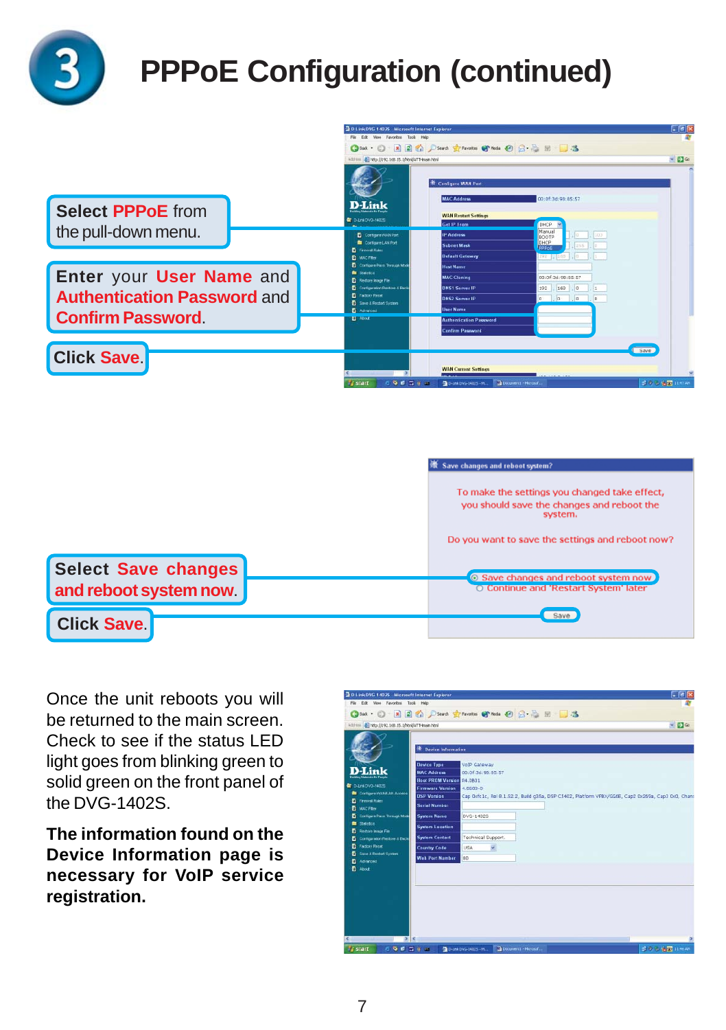# 3 PPPoE Configuration (continued)

Select **PPPoE** from the pull-down menu.

Enter your **User Name** and **Authentication Password** and **Confirm Password**.

Click **Save**.

Select **Save changes and reboot system now**.

Click **Save**.

Once the unit reboots you will be returned to the main screen. Check to see if the status LED light goes from blinking green to solid green on the front panel of the DVG-1402S.

**The information found on the Device Information page is necessary for VoIP service registration.**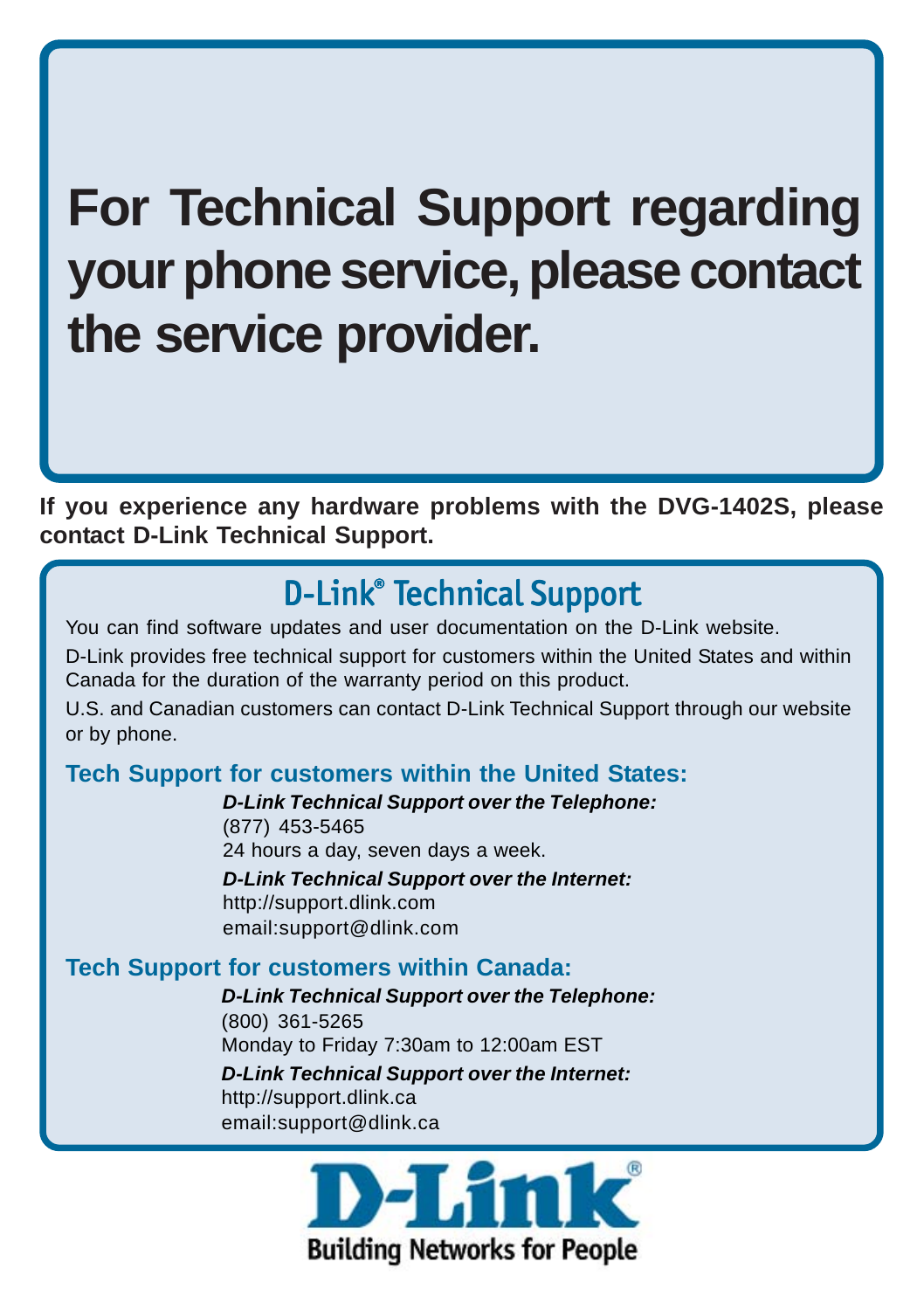# For Technical Support regarding your phone service, please contact the service provider.

**If you experience any hardware problems with the DVG-1402S, please contact D-Link Technical Support.**

## D-Link® Technical Support

You can find software updates and user documentation on the D-Link website.

D-Link provides free technical support for customers within the United States and within Canada for the duration of the warranty period on this product.

U.S. and Canadian customers can contact D-Link Technical Support through our website or by phone.

### Tech Support for customers within the United States:

***D-Link Technical Support over the Telephone:***
(877) 453-5465
24 hours a day, seven days a week.

***D-Link Technical Support over the Internet:***
http://support.dlink.com
email:support@dlink.com

### Tech Support for customers within Canada:

***D-Link Technical Support over the Telephone:***
(800) 361-5265
Monday to Friday 7:30am to 12:00am EST

***D-Link Technical Support over the Internet:***
http://support.dlink.ca
email:support@dlink.ca

D-Link®
Building Networks for People